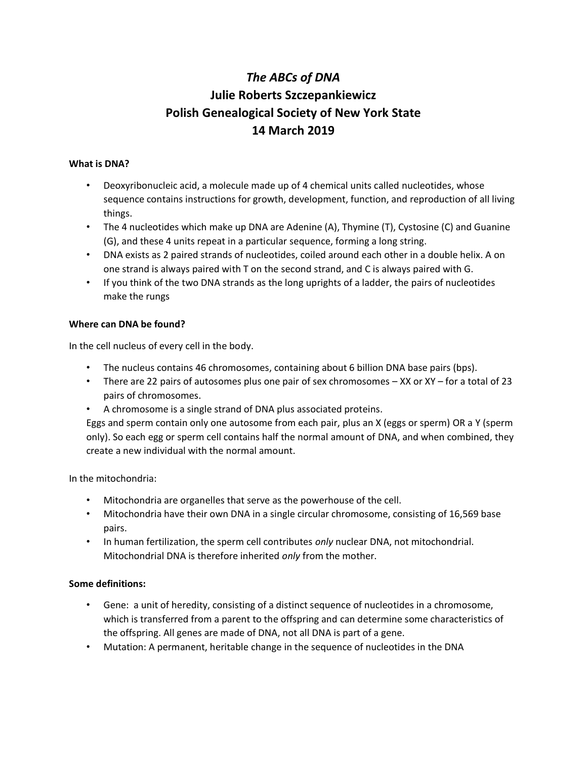# *The ABCs of DNA*
# Julie Roberts Szczepankiewicz
# Polish Genealogical Society of New York State
# 14 March 2019

**What is DNA?**

- Deoxyribonucleic acid, a molecule made up of 4 chemical units called nucleotides, whose sequence contains instructions for growth, development, function, and reproduction of all living things.
- The 4 nucleotides which make up DNA are Adenine (A), Thymine (T), Cystosine (C) and Guanine (G), and these 4 units repeat in a particular sequence, forming a long string.
- DNA exists as 2 paired strands of nucleotides, coiled around each other in a double helix. A on one strand is always paired with T on the second strand, and C is always paired with G.
- If you think of the two DNA strands as the long uprights of a ladder, the pairs of nucleotides make the rungs

**Where can DNA be found?**

In the cell nucleus of every cell in the body.

- The nucleus contains 46 chromosomes, containing about 6 billion DNA base pairs (bps).
- There are 22 pairs of autosomes plus one pair of sex chromosomes – XX or XY – for a total of 23 pairs of chromosomes.
- A chromosome is a single strand of DNA plus associated proteins.

Eggs and sperm contain only one autosome from each pair, plus an X (eggs or sperm) OR a Y (sperm only). So each egg or sperm cell contains half the normal amount of DNA, and when combined, they create a new individual with the normal amount.

In the mitochondria:

- Mitochondria are organelles that serve as the powerhouse of the cell.
- Mitochondria have their own DNA in a single circular chromosome, consisting of 16,569 base pairs.
- In human fertilization, the sperm cell contributes *only* nuclear DNA, not mitochondrial. Mitochondrial DNA is therefore inherited *only* from the mother.

**Some definitions:**

- Gene: a unit of heredity, consisting of a distinct sequence of nucleotides in a chromosome, which is transferred from a parent to the offspring and can determine some characteristics of the offspring. All genes are made of DNA, not all DNA is part of a gene.
- Mutation: A permanent, heritable change in the sequence of nucleotides in the DNA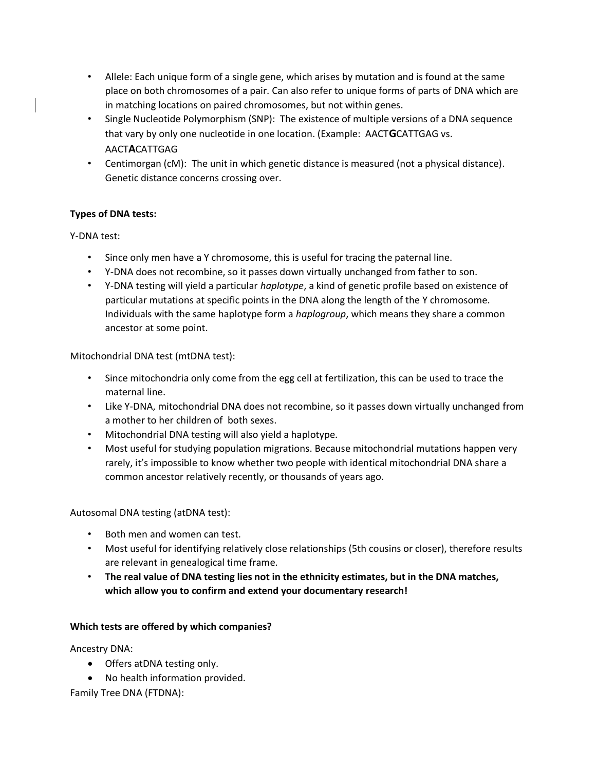- Allele: Each unique form of a single gene, which arises by mutation and is found at the same place on both chromosomes of a pair. Can also refer to unique forms of parts of DNA which are in matching locations on paired chromosomes, but not within genes.
- Single Nucleotide Polymorphism (SNP): The existence of multiple versions of a DNA sequence that vary by only one nucleotide in one location. (Example: AACT**G**CATTGAG vs. AACT**A**CATTGAG
- Centimorgan (cM): The unit in which genetic distance is measured (not a physical distance). Genetic distance concerns crossing over.

**Types of DNA tests:**

Y-DNA test:

- Since only men have a Y chromosome, this is useful for tracing the paternal line.
- Y-DNA does not recombine, so it passes down virtually unchanged from father to son.
- Y-DNA testing will yield a particular *haplotype*, a kind of genetic profile based on existence of particular mutations at specific points in the DNA along the length of the Y chromosome. Individuals with the same haplotype form a *haplogroup*, which means they share a common ancestor at some point.

Mitochondrial DNA test (mtDNA test):

- Since mitochondria only come from the egg cell at fertilization, this can be used to trace the maternal line.
- Like Y-DNA, mitochondrial DNA does not recombine, so it passes down virtually unchanged from a mother to her children of both sexes.
- Mitochondrial DNA testing will also yield a haplotype.
- Most useful for studying population migrations. Because mitochondrial mutations happen very rarely, it's impossible to know whether two people with identical mitochondrial DNA share a common ancestor relatively recently, or thousands of years ago.

Autosomal DNA testing (atDNA test):

- Both men and women can test.
- Most useful for identifying relatively close relationships (5th cousins or closer), therefore results are relevant in genealogical time frame.
- **The real value of DNA testing lies not in the ethnicity estimates, but in the DNA matches, which allow you to confirm and extend your documentary research!**

**Which tests are offered by which companies?**

Ancestry DNA:

- Offers atDNA testing only.
- No health information provided.

Family Tree DNA (FTDNA):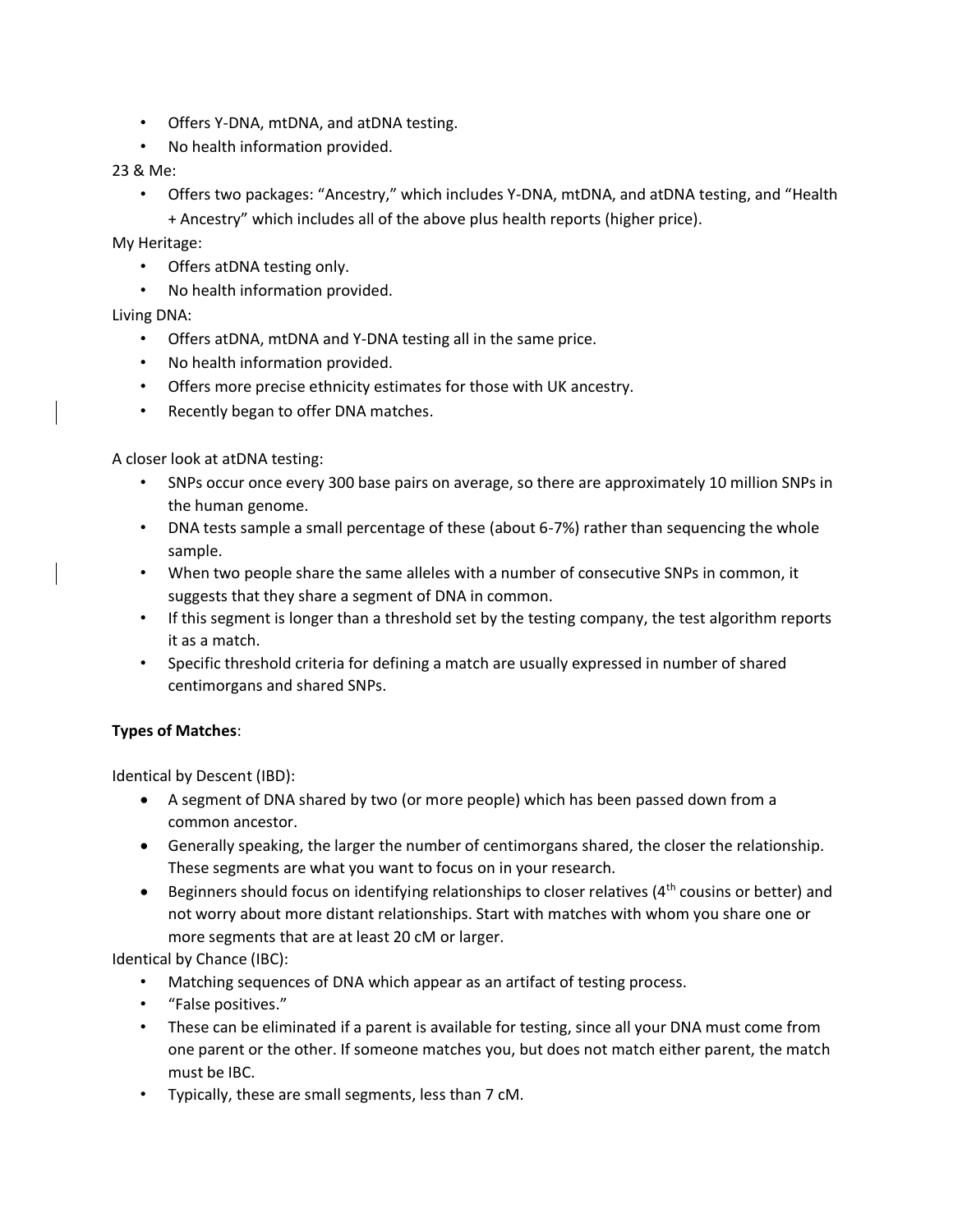- Offers Y-DNA, mtDNA, and atDNA testing.
- No health information provided.

23 & Me:

- Offers two packages: "Ancestry," which includes Y-DNA, mtDNA, and atDNA testing, and "Health + Ancestry" which includes all of the above plus health reports (higher price).

My Heritage:

- Offers atDNA testing only.
- No health information provided.

Living DNA:

- Offers atDNA, mtDNA and Y-DNA testing all in the same price.
- No health information provided.
- Offers more precise ethnicity estimates for those with UK ancestry.
- Recently began to offer DNA matches.

A closer look at atDNA testing:

- SNPs occur once every 300 base pairs on average, so there are approximately 10 million SNPs in the human genome.
- DNA tests sample a small percentage of these (about 6-7%) rather than sequencing the whole sample.
- When two people share the same alleles with a number of consecutive SNPs in common, it suggests that they share a segment of DNA in common.
- If this segment is longer than a threshold set by the testing company, the test algorithm reports it as a match.
- Specific threshold criteria for defining a match are usually expressed in number of shared centimorgans and shared SNPs.

**Types of Matches**:

Identical by Descent (IBD):

- A segment of DNA shared by two (or more people) which has been passed down from a common ancestor.
- Generally speaking, the larger the number of centimorgans shared, the closer the relationship. These segments are what you want to focus on in your research.
- Beginners should focus on identifying relationships to closer relatives (4th cousins or better) and not worry about more distant relationships. Start with matches with whom you share one or more segments that are at least 20 cM or larger.

Identical by Chance (IBC):

- Matching sequences of DNA which appear as an artifact of testing process.
- "False positives."
- These can be eliminated if a parent is available for testing, since all your DNA must come from one parent or the other. If someone matches you, but does not match either parent, the match must be IBC.
- Typically, these are small segments, less than 7 cM.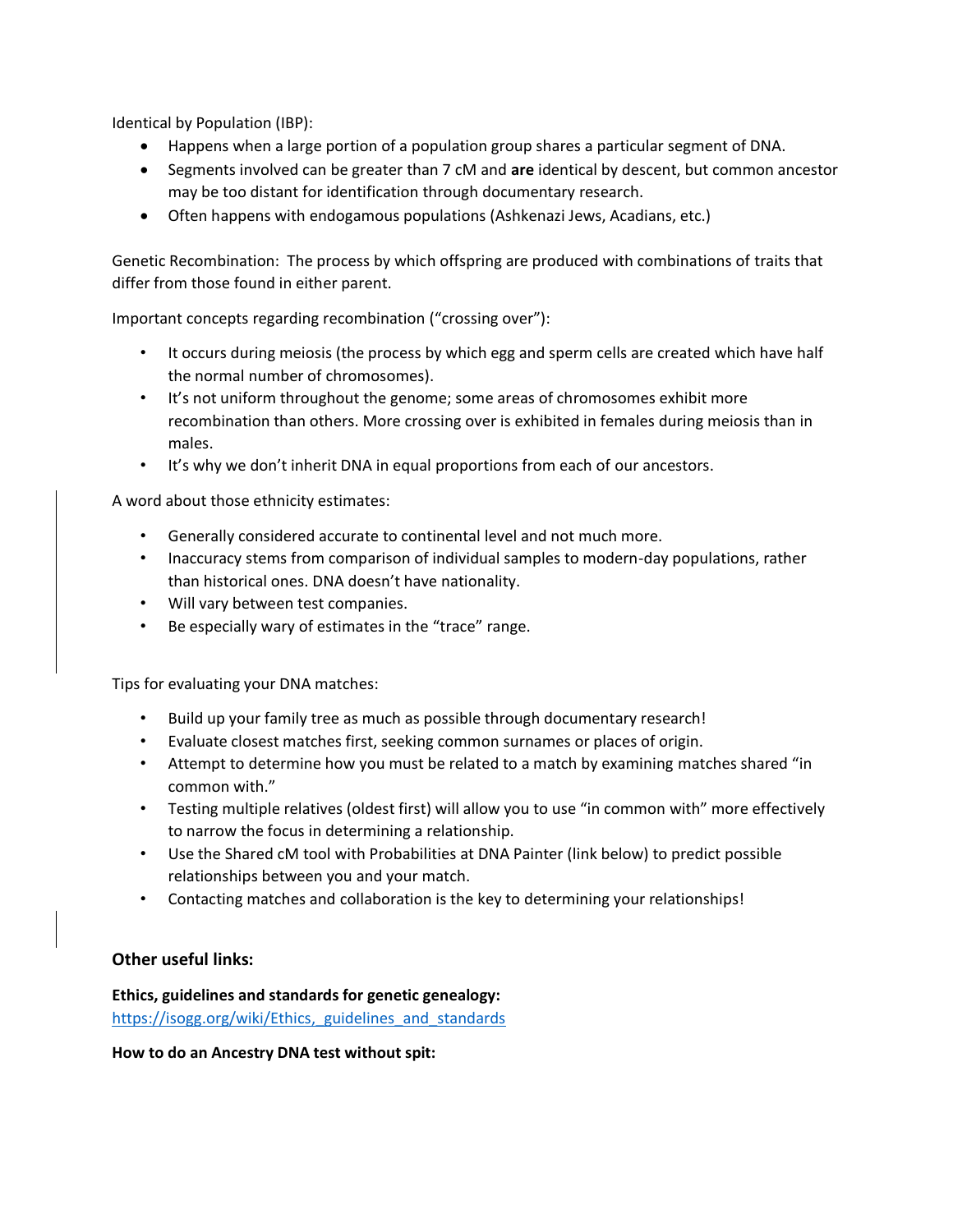Identical by Population (IBP):

- Happens when a large portion of a population group shares a particular segment of DNA.
- Segments involved can be greater than 7 cM and **are** identical by descent, but common ancestor may be too distant for identification through documentary research.
- Often happens with endogamous populations (Ashkenazi Jews, Acadians, etc.)

Genetic Recombination: The process by which offspring are produced with combinations of traits that differ from those found in either parent.

Important concepts regarding recombination ("crossing over"):

- It occurs during meiosis (the process by which egg and sperm cells are created which have half the normal number of chromosomes).
- It's not uniform throughout the genome; some areas of chromosomes exhibit more recombination than others. More crossing over is exhibited in females during meiosis than in males.
- It's why we don't inherit DNA in equal proportions from each of our ancestors.

A word about those ethnicity estimates:

- Generally considered accurate to continental level and not much more.
- Inaccuracy stems from comparison of individual samples to modern-day populations, rather than historical ones. DNA doesn't have nationality.
- Will vary between test companies.
- Be especially wary of estimates in the "trace" range.

Tips for evaluating your DNA matches:

- Build up your family tree as much as possible through documentary research!
- Evaluate closest matches first, seeking common surnames or places of origin.
- Attempt to determine how you must be related to a match by examining matches shared "in common with."
- Testing multiple relatives (oldest first) will allow you to use "in common with" more effectively to narrow the focus in determining a relationship.
- Use the Shared cM tool with Probabilities at DNA Painter (link below) to predict possible relationships between you and your match.
- Contacting matches and collaboration is the key to determining your relationships!

### Other useful links:

**Ethics, guidelines and standards for genetic genealogy:**
https://isogg.org/wiki/Ethics,_guidelines_and_standards

**How to do an Ancestry DNA test without spit:**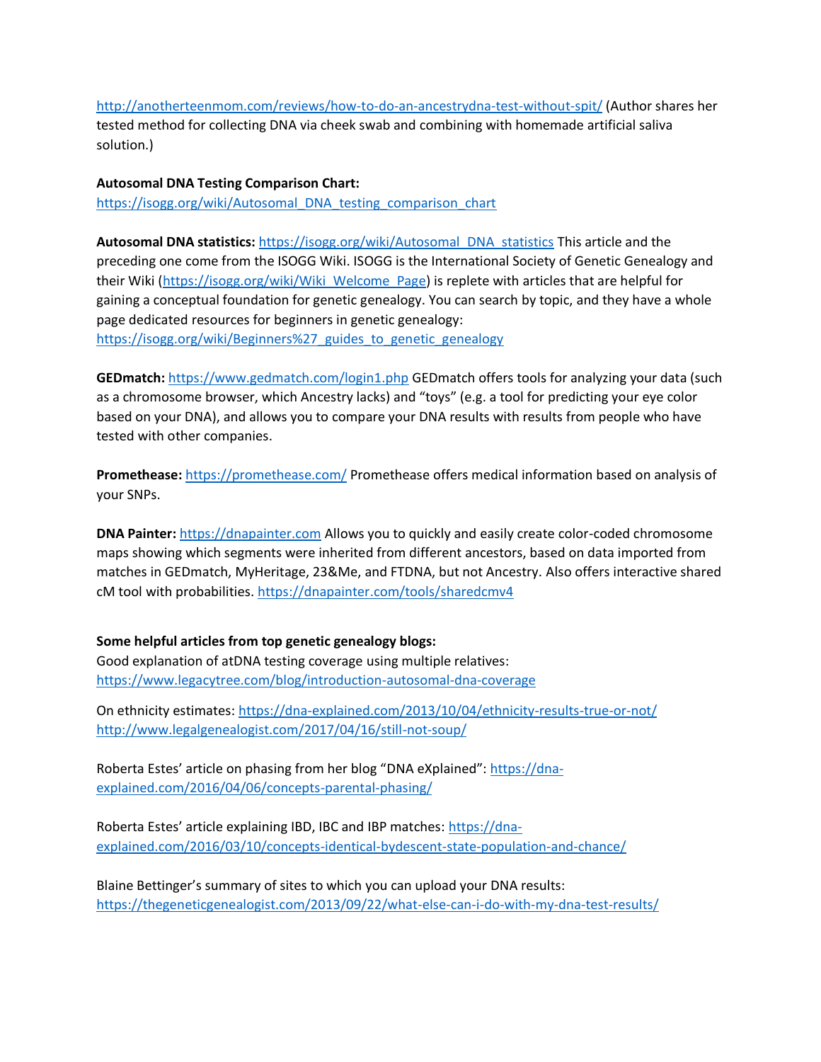http://anotherteenmom.com/reviews/how-to-do-an-ancestrydna-test-without-spit/ (Author shares her tested method for collecting DNA via cheek swab and combining with homemade artificial saliva solution.)

**Autosomal DNA Testing Comparison Chart:**
https://isogg.org/wiki/Autosomal_DNA_testing_comparison_chart

**Autosomal DNA statistics:** https://isogg.org/wiki/Autosomal_DNA_statistics This article and the preceding one come from the ISOGG Wiki. ISOGG is the International Society of Genetic Genealogy and their Wiki (https://isogg.org/wiki/Wiki_Welcome_Page) is replete with articles that are helpful for gaining a conceptual foundation for genetic genealogy. You can search by topic, and they have a whole page dedicated resources for beginners in genetic genealogy:
https://isogg.org/wiki/Beginners%27_guides_to_genetic_genealogy

**GEDmatch:** https://www.gedmatch.com/login1.php GEDmatch offers tools for analyzing your data (such as a chromosome browser, which Ancestry lacks) and "toys" (e.g. a tool for predicting your eye color based on your DNA), and allows you to compare your DNA results with results from people who have tested with other companies.

**Promethease:** https://promethease.com/ Promethease offers medical information based on analysis of your SNPs.

**DNA Painter:** https://dnapainter.com Allows you to quickly and easily create color-coded chromosome maps showing which segments were inherited from different ancestors, based on data imported from matches in GEDmatch, MyHeritage, 23&Me, and FTDNA, but not Ancestry. Also offers interactive shared cM tool with probabilities. https://dnapainter.com/tools/sharedcmv4

**Some helpful articles from top genetic genealogy blogs:**
Good explanation of atDNA testing coverage using multiple relatives:
https://www.legacytree.com/blog/introduction-autosomal-dna-coverage

On ethnicity estimates: https://dna-explained.com/2013/10/04/ethnicity-results-true-or-not/
http://www.legalgenealogist.com/2017/04/16/still-not-soup/

Roberta Estes' article on phasing from her blog "DNA eXplained": https://dna-explained.com/2016/04/06/concepts-parental-phasing/

Roberta Estes' article explaining IBD, IBC and IBP matches: https://dna-explained.com/2016/03/10/concepts-identical-bydescent-state-population-and-chance/

Blaine Bettinger's summary of sites to which you can upload your DNA results:
https://thegeneticgenealogist.com/2013/09/22/what-else-can-i-do-with-my-dna-test-results/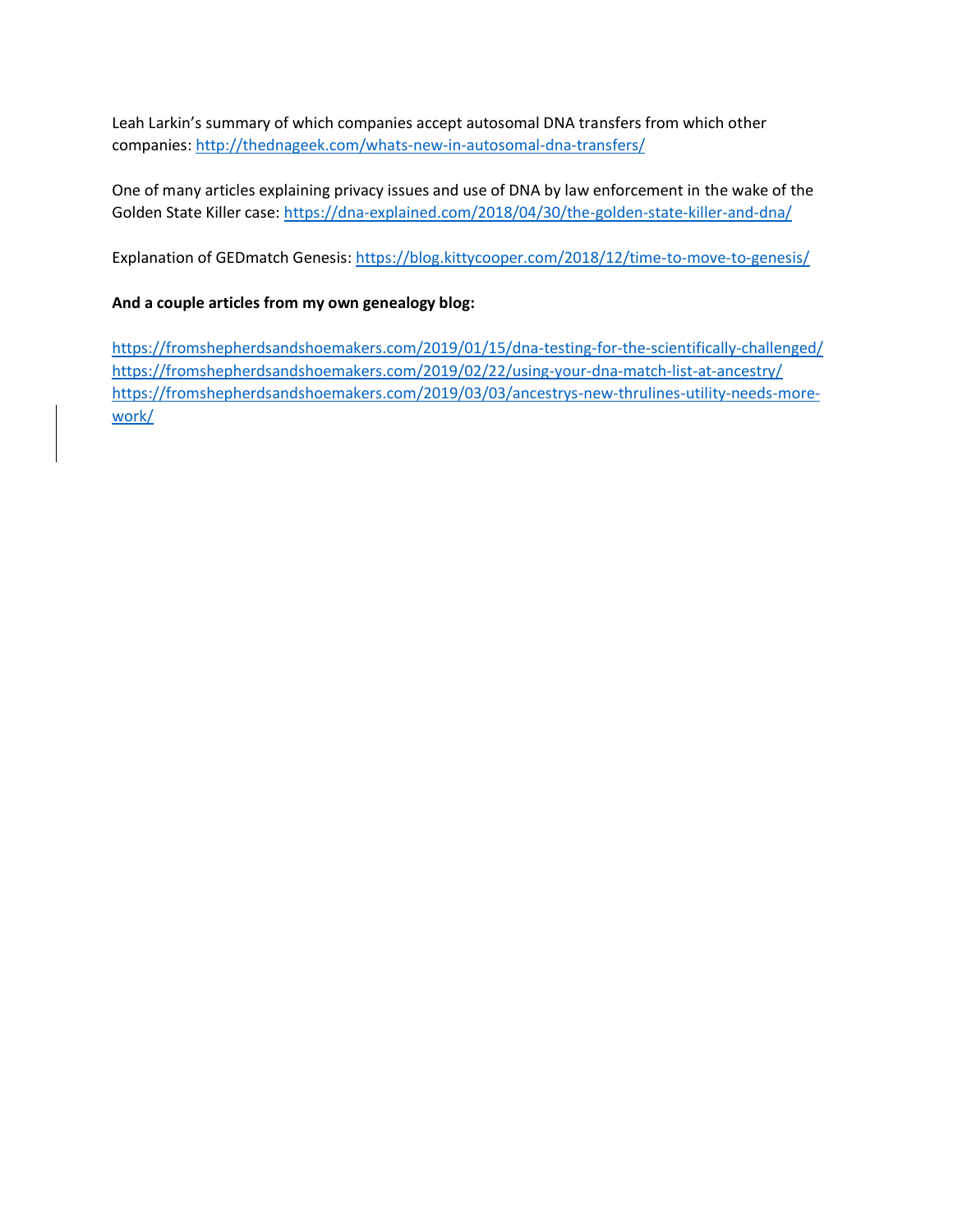Leah Larkin's summary of which companies accept autosomal DNA transfers from which other companies: http://thednageek.com/whats-new-in-autosomal-dna-transfers/

One of many articles explaining privacy issues and use of DNA by law enforcement in the wake of the Golden State Killer case: https://dna-explained.com/2018/04/30/the-golden-state-killer-and-dna/

Explanation of GEDmatch Genesis: https://blog.kittycooper.com/2018/12/time-to-move-to-genesis/

**And a couple articles from my own genealogy blog:**

https://fromshepherdsandshoemakers.com/2019/01/15/dna-testing-for-the-scientifically-challenged/
https://fromshepherdsandshoemakers.com/2019/02/22/using-your-dna-match-list-at-ancestry/
https://fromshepherdsandshoemakers.com/2019/03/03/ancestrys-new-thrulines-utility-needs-more-work/